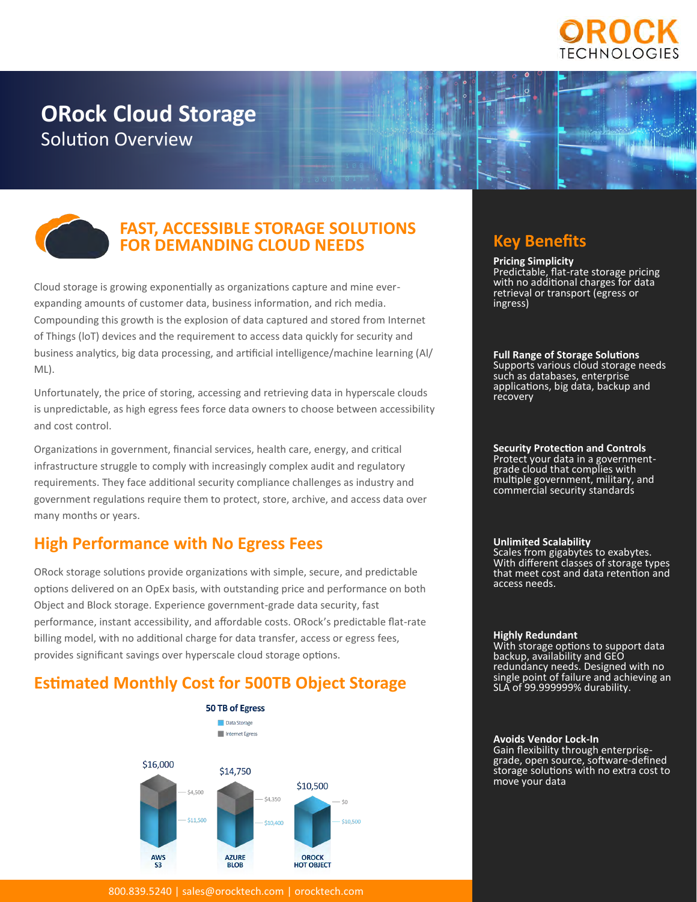# ORock Cloud Storage

Solution Overview

## FAST, ACCESSIBLE STORAGE SOLUTIONS FOR DEMANDING CLOUD NEEDS

Cloud storage is growing exponentially as organizations capture and mine ever-expanding amounts of customer data, business information, and rich media. Compounding this growth is the explosion of data captured and stored from Internet of Things (IoT) devices and the requirement to access data quickly for security and business analytics, big data processing, and artificial intelligence/machine learning (AI/ML).

Unfortunately, the price of storing, accessing and retrieving data in hyperscale clouds is unpredictable, as high egress fees force data owners to choose between accessibility and cost control.

Organizations in government, financial services, health care, energy, and critical infrastructure struggle to comply with increasingly complex audit and regulatory requirements. They face additional security compliance challenges as industry and government regulations require them to protect, store, archive, and access data over many months or years.

## High Performance with No Egress Fees

ORock storage solutions provide organizations with simple, secure, and predictable options delivered on an OpEx basis, with outstanding price and performance on both Object and Block storage. Experience government-grade data security, fast performance, instant accessibility, and affordable costs. ORock's predictable flat-rate billing model, with no additional charge for data transfer, access or egress fees, provides significant savings over hyperscale cloud storage options.

## Estimated Monthly Cost for 500TB Object Storage

**50 TB of Egress**

| | AWS S3 | AZURE BLOB | OROCK HOT OBJECT |
|---|---|---|---|
| Data Storage | $11,500 | $10,400 | $10,500 |
| Internet Egress | $4,500 | $4,350 | $0 |
| Total | $16,000 | $14,750 | $10,500 |

## Key Benefits

**Pricing Simplicity**
Predictable, flat-rate storage pricing with no additional charges for data retrieval or transport (egress or ingress)

**Full Range of Storage Solutions**
Supports various cloud storage needs such as databases, enterprise applications, big data, backup and recovery

**Security Protection and Controls**
Protect your data in a government-grade cloud that complies with multiple government, military, and commercial security standards

**Unlimited Scalability**
Scales from gigabytes to exabytes. With different classes of storage types that meet cost and data retention and access needs.

**Highly Redundant**
With storage options to support data backup, availability and GEO redundancy needs. Designed with no single point of failure and achieving an SLA of 99.999999% durability.

**Avoids Vendor Lock-In**
Gain flexibility through enterprise-grade, open source, software-defined storage solutions with no extra cost to move your data

800.839.5240 | sales@orocktech.com | orocktech.com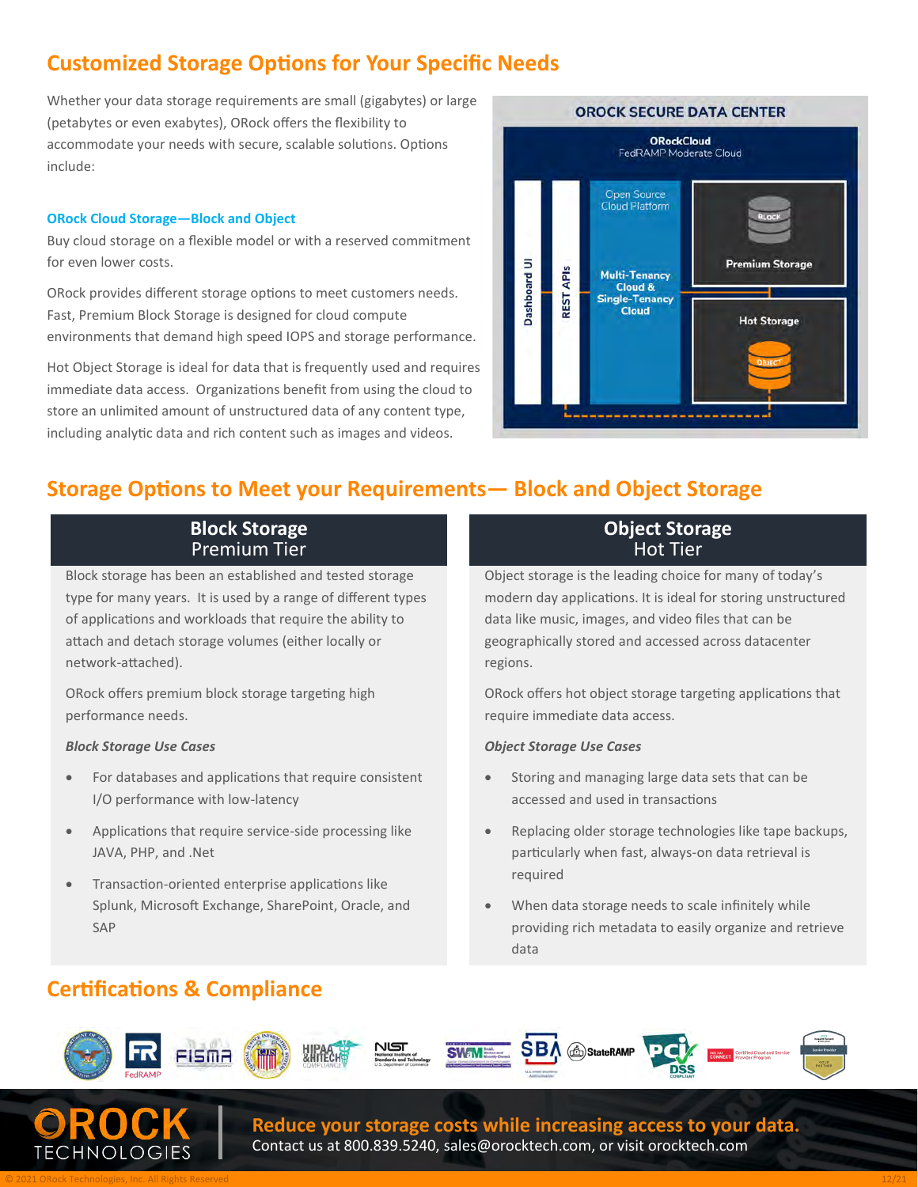## Customized Storage Options for Your Specific Needs

Whether your data storage requirements are small (gigabytes) or large (petabytes or even exabytes), ORock offers the flexibility to accommodate your needs with secure, scalable solutions. Options include:

### ORock Cloud Storage—Block and Object

Buy cloud storage on a flexible model or with a reserved commitment for even lower costs.

ORock provides different storage options to meet customers needs. Fast, Premium Block Storage is designed for cloud compute environments that demand high speed IOPS and storage performance.

Hot Object Storage is ideal for data that is frequently used and requires immediate data access. Organizations benefit from using the cloud to store an unlimited amount of unstructured data of any content type, including analytic data and rich content such as images and videos.

ORROCK SECURE DATA CENTER

ORockCloud
FedRAMP Moderate Cloud

Dashboard UI

REST APIs

Open Source Cloud Platform

Multi-Tenancy Cloud & Single-Tenancy Cloud

BLOCK

Premium Storage

Hot Storage

OBJECT

## Storage Options to Meet your Requirements— Block and Object Storage

### Block Storage
Premium Tier

Block storage has been an established and tested storage type for many years. It is used by a range of different types of applications and workloads that require the ability to attach and detach storage volumes (either locally or network-attached).

ORock offers premium block storage targeting high performance needs.

***Block Storage Use Cases***

- For databases and applications that require consistent I/O performance with low-latency
- Applications that require service-side processing like JAVA, PHP, and .Net
- Transaction-oriented enterprise applications like Splunk, Microsoft Exchange, SharePoint, Oracle, and SAP

### Object Storage
Hot Tier

Object storage is the leading choice for many of today's modern day applications. It is ideal for storing unstructured data like music, images, and video files that can be geographically stored and accessed across datacenter regions.

ORock offers hot object storage targeting applications that require immediate data access.

***Object Storage Use Cases***

- Storing and managing large data sets that can be accessed and used in transactions
- Replacing older storage technologies like tape backups, particularly when fast, always-on data retrieval is required
- When data storage needs to scale infinitely while providing rich metadata to easily organize and retrieve data

## Certifications & Compliance

FedRAMP FISMA HIPAA & HITECH Compliance NIST National Institute of Standards and Technology SWaM SBA StateRAMP PCI DSS Compliant Certified Cloud and Service Provider Program

ORock TECHNOLOGIES

**Reduce your storage costs while increasing access to your data.**
Contact us at 800.839.5240, sales@orocktech.com, or visit orocktech.com

© 2021 ORock Technologies, Inc. All Rights Reserved